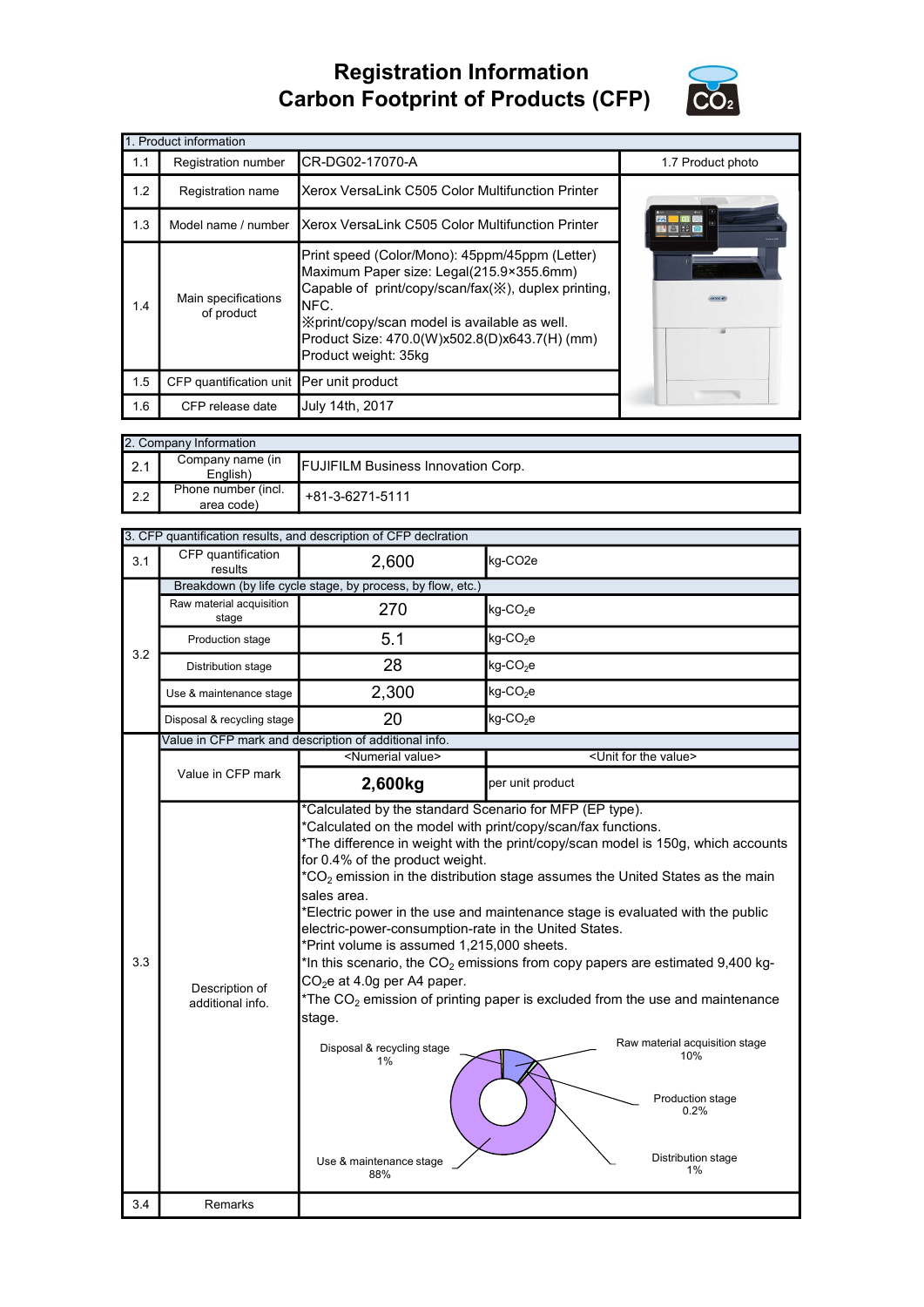# Registration Information
# Carbon Footprint of Products (CFP)

| 1. Product information | | | |
|---|---|---|---|
| 1.1 | Registration number | CR-DG02-17070-A | 1.7 Product photo |
| 1.2 | Registration name | Xerox VersaLink C505 Color Multifunction Printer | |
| 1.3 | Model name / number | Xerox VersaLink C505 Color Multifunction Printer | |
| 1.4 | Main specifications of product | Print speed (Color/Mono): 45ppm/45ppm (Letter)<br>Maximum Paper size: Legal(215.9×355.6mm)<br>Capable of print/copy/scan/fax(※), duplex printing, NFC.<br>※print/copy/scan model is available as well.<br>Product Size: 470.0(W)x502.8(D)x643.7(H) (mm)<br>Product weight: 35kg | |
| 1.5 | CFP quantification unit | Per unit product | |
| 1.6 | CFP release date | July 14th, 2017 | |

| 2. Company Information | | |
|---|---|---|
| 2.1 | Company name (in English) | FUJIFILM Business Innovation Corp. |
| 2.2 | Phone number (incl. area code) | +81-3-6271-5111 |

| 3. CFP quantification results, and description of CFP declration | | | |
|---|---|---|---|
| 3.1 | CFP quantification results | 2,600 | kg-CO2e |
| 3.2 | Breakdown (by life cycle stage, by process, by flow, etc.) | | |
| | Raw material acquisition stage | 270 | kg-$CO_2$e |
| | Production stage | 5.1 | kg-$CO_2$e |
| | Distribution stage | 28 | kg-$CO_2$e |
| | Use & maintenance stage | 2,300 | kg-$CO_2$e |
| | Disposal & recycling stage | 20 | kg-$CO_2$e |
| 3.3 | Value in CFP mark and description of additional info. | | |
| | Value in CFP mark | <Numerial value> | <Unit for the value> |
| | | **2,600kg** | per unit product |
| | Description of additional info. | *Calculated by the standard Scenario for MFP (EP type).<br>*Calculated on the model with print/copy/scan/fax functions.<br>*The difference in weight with the print/copy/scan model is 150g, which accounts for 0.4% of the product weight.<br>*$CO_2$ emission in the distribution stage assumes the United States as the main sales area.<br>*Electric power in the use and maintenance stage is evaluated with the public electric-power-consumption-rate in the United States.<br>*Print volume is assumed 1,215,000 sheets.<br>*In this scenario, the $CO_2$ emissions from copy papers are estimated 9,400 kg-$CO_2$e at 4.0g per A4 paper.<br>*The $CO_2$ emission of printing paper is excluded from the use and maintenance stage.<br><br>Raw material acquisition stage 10%<br>Production stage 0.2%<br>Distribution stage 1%<br>Use & maintenance stage 88%<br>Disposal & recycling stage 1% | |
| 3.4 | Remarks | | |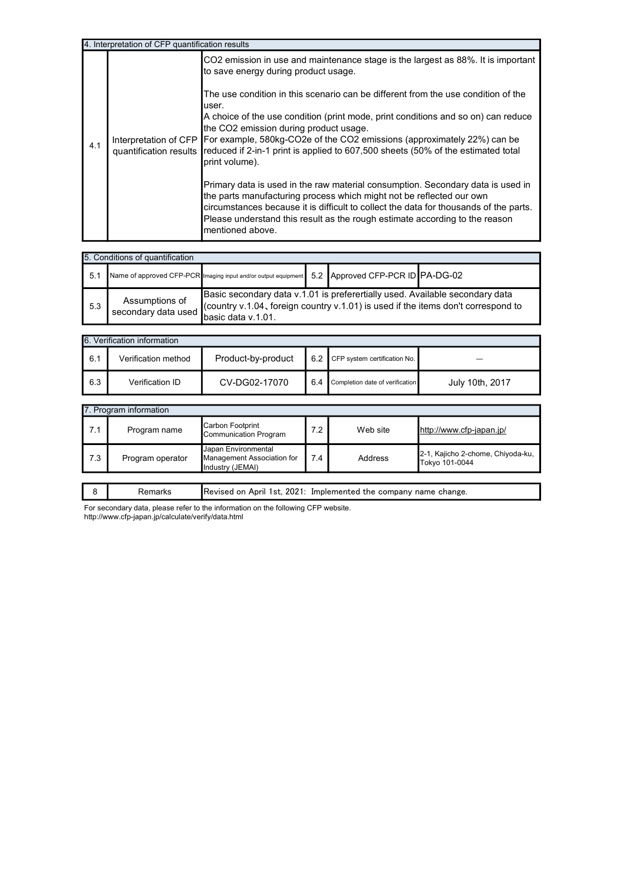## 4. Interpretation of CFP quantification results

| | | |
|---|---|---|
| 4.1 | Interpretation of CFP quantification results | $CO_2$ emission in use and maintenance stage is the largest as 88%. It is important to save energy during product usage.<br><br>The use condition in this scenario can be different from the use condition of the user.<br>A choice of the use condition (print mode, print conditions and so on) can reduce the $CO_2$ emission during product usage.<br>For example, 580kg-CO2e of the $CO_2$ emissions (approximately 22%) can be reduced if 2-in-1 print is applied to 607,500 sheets (50% of the estimated total print volume).<br><br>Primary data is used in the raw material consumption. Secondary data is used in the parts manufacturing process which might not be reflected our own circumstances because it is difficult to collect the data for thousands of the parts. Please understand this result as the rough estimate according to the reason mentioned above. |

## 5. Conditions of quantification

| | | | | | |
|---|---|---|---|---|---|
| 5.1 | Name of approved CFP-PCR | Imaging input and/or output equipment | 5.2 | Approved CFP-PCR ID | PA-DG-02 |
| 5.3 | Assumptions of secondary data used | Basic secondary data v.1.01 is preferertially used. Available secondary data (country v.1.04、foreign country v.1.01) is used if the items don't correspond to basic data v.1.01. | | | |

## 6. Verification information

| | | | | | |
|---|---|---|---|---|---|
| 6.1 | Verification method | Product-by-product | 6.2 | CFP system certification No. | ― |
| 6.3 | Verification ID | CV-DG02-17070 | 6.4 | Completion date of verification | July 10th, 2017 |

## 7. Program information

| | | | | | |
|---|---|---|---|---|---|
| 7.1 | Program name | Carbon Footprint Communication Program | 7.2 | Web site | http://www.cfp-japan.jp/ |
| 7.3 | Program operator | Japan Environmental Management Association for Industry (JEMAI) | 7.4 | Address | 2-1, Kajicho 2-chome, Chiyoda-ku, Tokyo 101-0044 |

| | | |
|---|---|---|
| 8 | Remarks | Revised on April 1st, 2021: Implemented the company name change. |

For secondary data, please refer to the information on the following CFP website.
http://www.cfp-japan.jp/calculate/verify/data.html